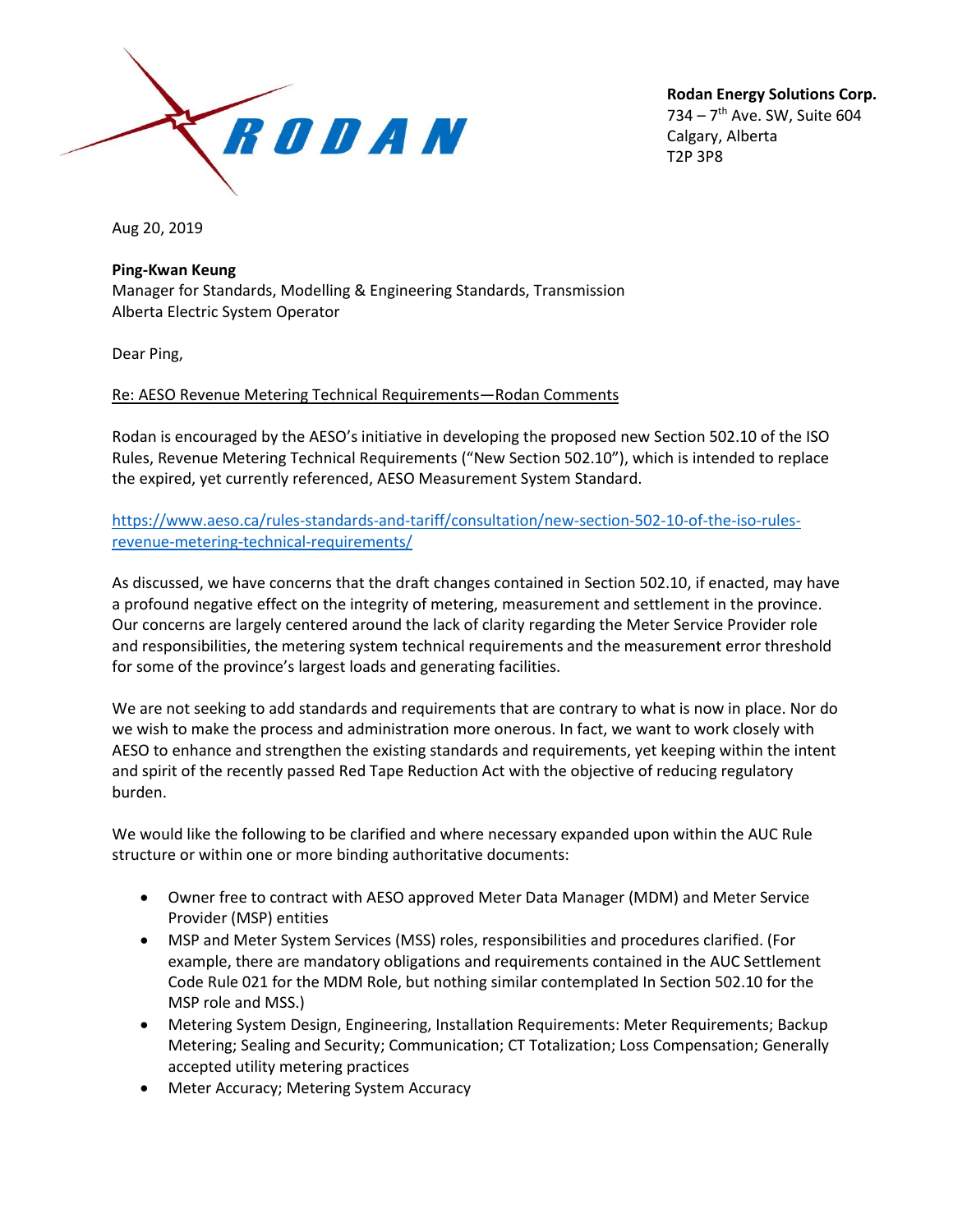RODAN

**Rodan Energy Solutions Corp.**
734 – 7th Ave. SW, Suite 604
Calgary, Alberta
T2P 3P8

Aug 20, 2019

**Ping-Kwan Keung**
Manager for Standards, Modelling & Engineering Standards, Transmission
Alberta Electric System Operator

Dear Ping,

Re: AESO Revenue Metering Technical Requirements—Rodan Comments

Rodan is encouraged by the AESO's initiative in developing the proposed new Section 502.10 of the ISO Rules, Revenue Metering Technical Requirements ("New Section 502.10"), which is intended to replace the expired, yet currently referenced, AESO Measurement System Standard.

https://www.aeso.ca/rules-standards-and-tariff/consultation/new-section-502-10-of-the-iso-rules-revenue-metering-technical-requirements/

As discussed, we have concerns that the draft changes contained in Section 502.10, if enacted, may have a profound negative effect on the integrity of metering, measurement and settlement in the province. Our concerns are largely centered around the lack of clarity regarding the Meter Service Provider role and responsibilities, the metering system technical requirements and the measurement error threshold for some of the province's largest loads and generating facilities.

We are not seeking to add standards and requirements that are contrary to what is now in place. Nor do we wish to make the process and administration more onerous. In fact, we want to work closely with AESO to enhance and strengthen the existing standards and requirements, yet keeping within the intent and spirit of the recently passed Red Tape Reduction Act with the objective of reducing regulatory burden.

We would like the following to be clarified and where necessary expanded upon within the AUC Rule structure or within one or more binding authoritative documents:

- Owner free to contract with AESO approved Meter Data Manager (MDM) and Meter Service Provider (MSP) entities
- MSP and Meter System Services (MSS) roles, responsibilities and procedures clarified. (For example, there are mandatory obligations and requirements contained in the AUC Settlement Code Rule 021 for the MDM Role, but nothing similar contemplated In Section 502.10 for the MSP role and MSS.)
- Metering System Design, Engineering, Installation Requirements: Meter Requirements; Backup Metering; Sealing and Security; Communication; CT Totalization; Loss Compensation; Generally accepted utility metering practices
- Meter Accuracy; Metering System Accuracy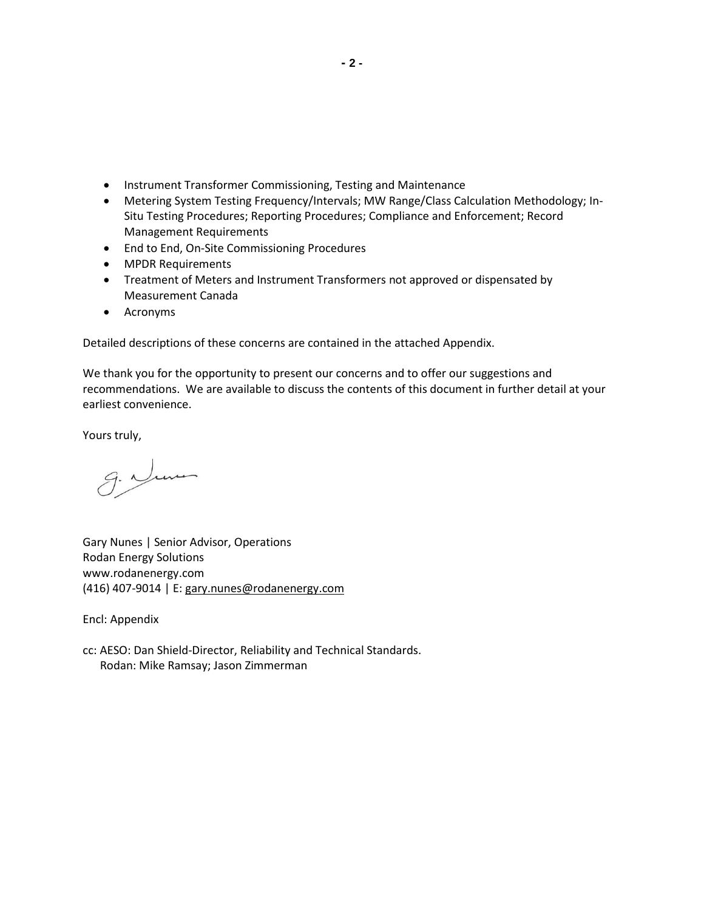- Instrument Transformer Commissioning, Testing and Maintenance
- Metering System Testing Frequency/Intervals; MW Range/Class Calculation Methodology; In-Situ Testing Procedures; Reporting Procedures; Compliance and Enforcement; Record Management Requirements
- End to End, On-Site Commissioning Procedures
- MPDR Requirements
- Treatment of Meters and Instrument Transformers not approved or dispensated by Measurement Canada
- Acronyms

Detailed descriptions of these concerns are contained in the attached Appendix.

We thank you for the opportunity to present our concerns and to offer our suggestions and recommendations. We are available to discuss the contents of this document in further detail at your earliest convenience.

Yours truly,

Gary Nunes | Senior Advisor, Operations
Rodan Energy Solutions
www.rodanenergy.com
(416) 407-9014 | E: gary.nunes@rodanenergy.com

Encl: Appendix

cc: AESO: Dan Shield-Director, Reliability and Technical Standards.
Rodan: Mike Ramsay; Jason Zimmerman